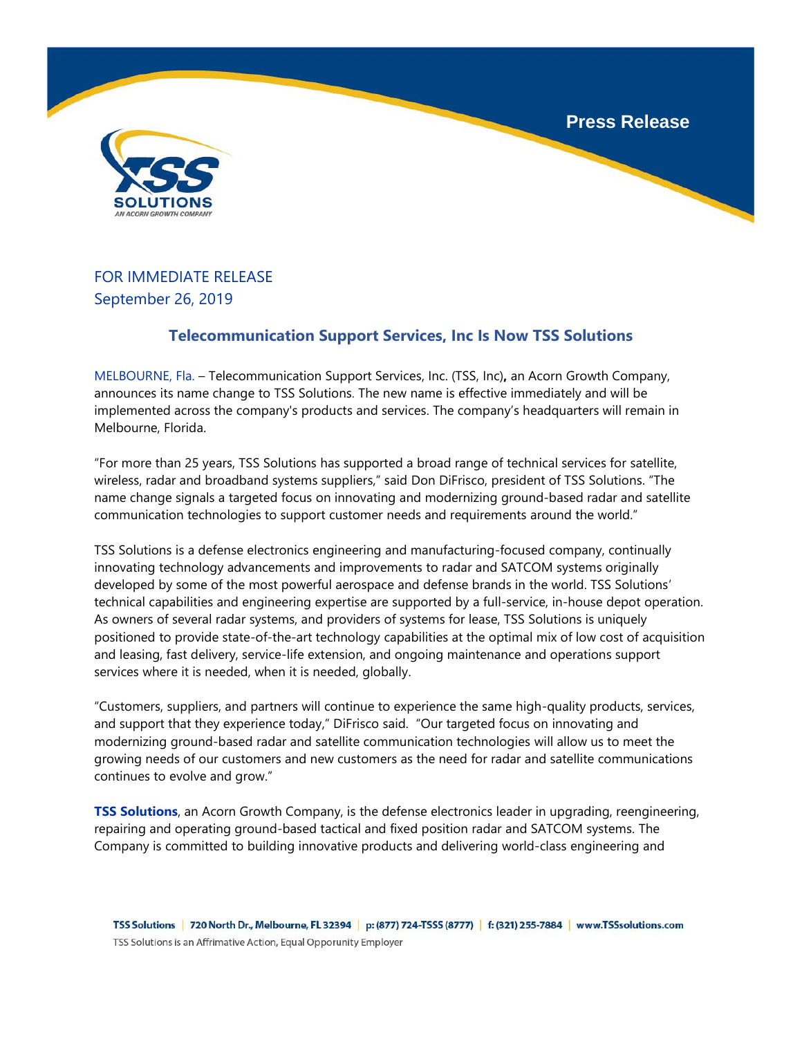Press Release

FOR IMMEDIATE RELEASE
September 26, 2019

## Telecommunication Support Services, Inc Is Now TSS Solutions

MELBOURNE, Fla. – Telecommunication Support Services, Inc. (TSS, Inc)**,** an Acorn Growth Company, announces its name change to TSS Solutions. The new name is effective immediately and will be implemented across the company's products and services. The company's headquarters will remain in Melbourne, Florida.

"For more than 25 years, TSS Solutions has supported a broad range of technical services for satellite, wireless, radar and broadband systems suppliers," said Don DiFrisco, president of TSS Solutions. "The name change signals a targeted focus on innovating and modernizing ground-based radar and satellite communication technologies to support customer needs and requirements around the world."

TSS Solutions is a defense electronics engineering and manufacturing-focused company, continually innovating technology advancements and improvements to radar and SATCOM systems originally developed by some of the most powerful aerospace and defense brands in the world. TSS Solutions' technical capabilities and engineering expertise are supported by a full-service, in-house depot operation. As owners of several radar systems, and providers of systems for lease, TSS Solutions is uniquely positioned to provide state-of-the-art technology capabilities at the optimal mix of low cost of acquisition and leasing, fast delivery, service-life extension, and ongoing maintenance and operations support services where it is needed, when it is needed, globally.

"Customers, suppliers, and partners will continue to experience the same high-quality products, services, and support that they experience today," DiFrisco said. "Our targeted focus on innovating and modernizing ground-based radar and satellite communication technologies will allow us to meet the growing needs of our customers and new customers as the need for radar and satellite communications continues to evolve and grow."

**TSS Solutions**, an Acorn Growth Company, is the defense electronics leader in upgrading, reengineering, repairing and operating ground-based tactical and fixed position radar and SATCOM systems. The Company is committed to building innovative products and delivering world-class engineering and

TSS Solutions | 720 North Dr., Melbourne, FL 32394 | p: (877) 724-TSSS (8777) | f: (321) 255-7884 | www.TSSsolutions.com
TSS Solutions is an Affrimative Action, Equal Opporunity Employer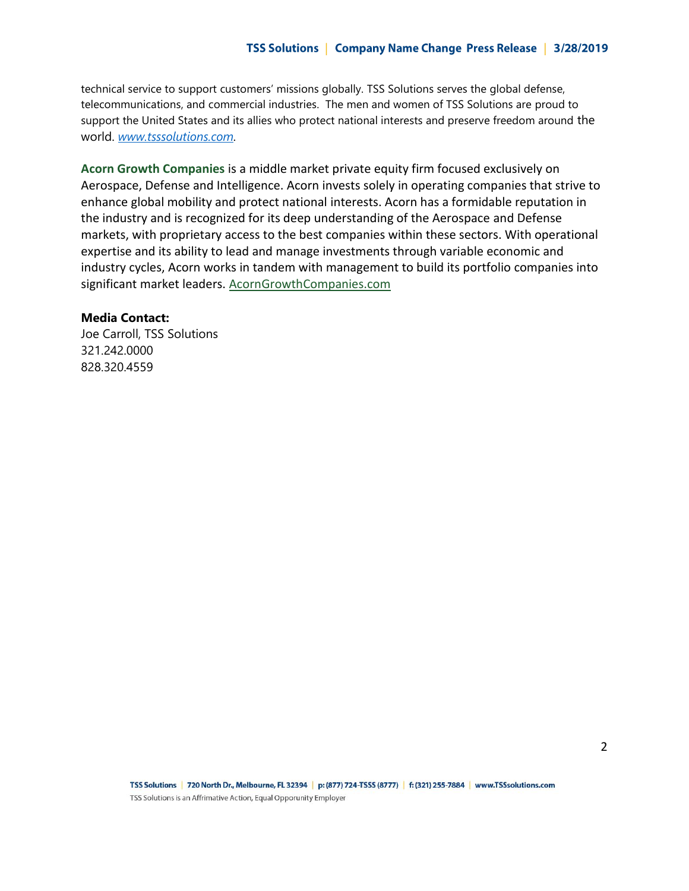technical service to support customers' missions globally. TSS Solutions serves the global defense, telecommunications, and commercial industries. The men and women of TSS Solutions are proud to support the United States and its allies who protect national interests and preserve freedom around the world. *www.tsssolutions.com*.

**Acorn Growth Companies** is a middle market private equity firm focused exclusively on Aerospace, Defense and Intelligence. Acorn invests solely in operating companies that strive to enhance global mobility and protect national interests. Acorn has a formidable reputation in the industry and is recognized for its deep understanding of the Aerospace and Defense markets, with proprietary access to the best companies within these sectors. With operational expertise and its ability to lead and manage investments through variable economic and industry cycles, Acorn works in tandem with management to build its portfolio companies into significant market leaders. AcornGrowthCompanies.com

**Media Contact:**
Joe Carroll, TSS Solutions
321.242.0000
828.320.4559